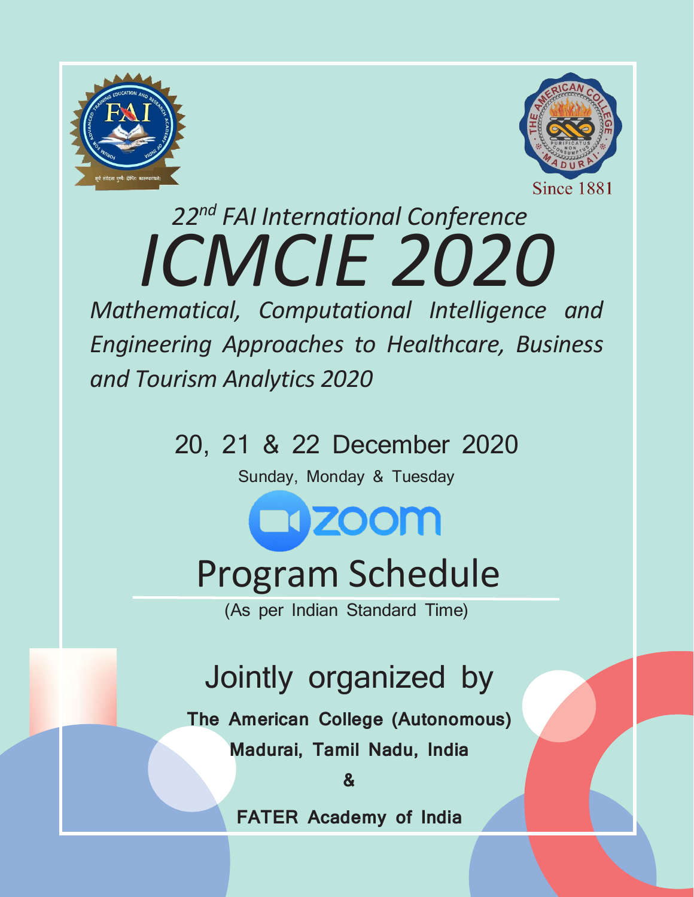22nd FAI International Conference

# ICMCIE 2020

*Mathematical, Computational Intelligence and Engineering Approaches to Healthcare, Business and Tourism Analytics 2020*

20, 21 & 22 December 2020

Sunday, Monday & Tuesday

zoom

## Program Schedule

(As per Indian Standard Time)

Jointly organized by

**The American College (Autonomous)**

**Madurai, Tamil Nadu, India**

**&**

**FATER Academy of India**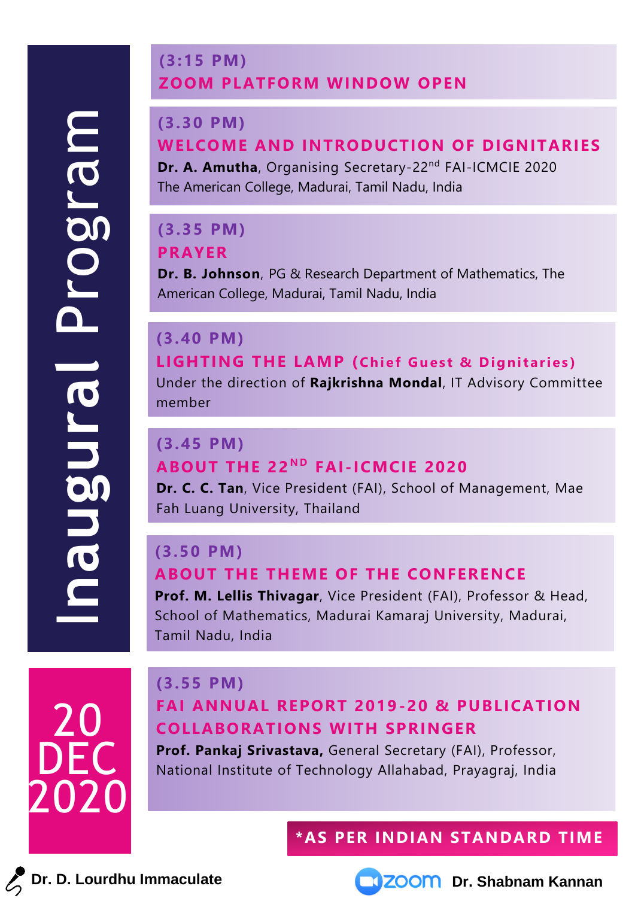# Inaugural Program

**20 DEC 2020**

**(3:15 PM)**
**ZOOM PLATFORM WINDOW OPEN**

**(3.30 PM)**
**WELCOME AND INTRODUCTION OF DIGNITARIES**
**Dr. A. Amutha**, Organising Secretary-22nd FAI-ICMCIE 2020
The American College, Madurai, Tamil Nadu, India

**(3.35 PM)**
**PRAYER**
**Dr. B. Johnson**, PG & Research Department of Mathematics, The American College, Madurai, Tamil Nadu, India

**(3.40 PM)**
**LIGHTING THE LAMP (Chief Guest & Dignitaries)**
Under the direction of **Rajkrishna Mondal**, IT Advisory Committee member

**(3.45 PM)**
**ABOUT THE 22ND FAI-ICMCIE 2020**
**Dr. C. C. Tan**, Vice President (FAI), School of Management, Mae Fah Luang University, Thailand

**(3.50 PM)**
**ABOUT THE THEME OF THE CONFERENCE**
**Prof. M. Lellis Thivagar**, Vice President (FAI), Professor & Head, School of Mathematics, Madurai Kamaraj University, Madurai, Tamil Nadu, India

**(3.55 PM)**
**FAI ANNUAL REPORT 2019-20 & PUBLICATION COLLABORATIONS WITH SPRINGER**
**Prof. Pankaj Srivastava,** General Secretary (FAI), Professor, National Institute of Technology Allahabad, Prayagraj, India

***AS PER INDIAN STANDARD TIME**

Dr. D. Lourdhu Immaculate

zoom Dr. Shabnam Kannan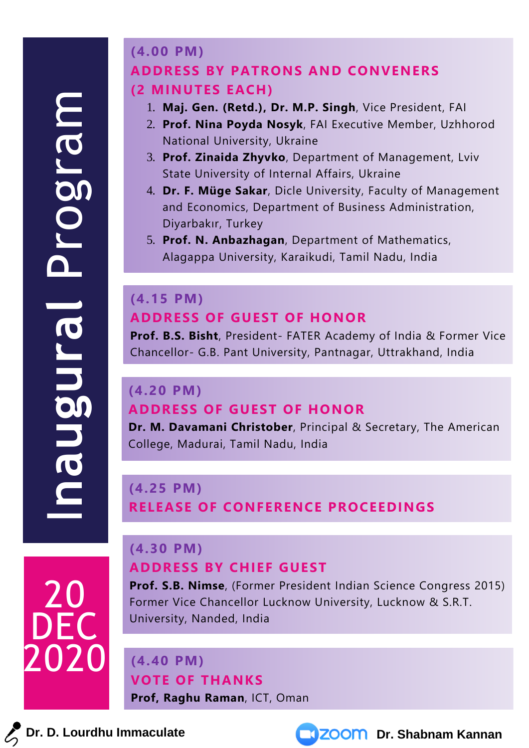# Inaugural Program

**20 DEC 2020**

### (4.00 PM)
### ADDRESS BY PATRONS AND CONVENERS (2 MINUTES EACH)

1. **Maj. Gen. (Retd.), Dr. M.P. Singh**, Vice President, FAI
2. **Prof. Nina Poyda Nosyk**, FAI Executive Member, Uzhhorod National University, Ukraine
3. **Prof. Zinaida Zhyvko**, Department of Management, Lviv State University of Internal Affairs, Ukraine
4. **Dr. F. Müge Sakar**, Dicle University, Faculty of Management and Economics, Department of Business Administration, Diyarbakır, Turkey
5. **Prof. N. Anbazhagan**, Department of Mathematics, Alagappa University, Karaikudi, Tamil Nadu, India

### (4.15 PM)
### ADDRESS OF GUEST OF HONOR

**Prof. B.S. Bisht**, President- FATER Academy of India & Former Vice Chancellor- G.B. Pant University, Pantnagar, Uttrakhand, India

### (4.20 PM)
### ADDRESS OF GUEST OF HONOR

**Dr. M. Davamani Christober**, Principal & Secretary, The American College, Madurai, Tamil Nadu, India

### (4.25 PM)
### RELEASE OF CONFERENCE PROCEEDINGS

### (4.30 PM)
### ADDRESS BY CHIEF GUEST

**Prof. S.B. Nimse**, (Former President Indian Science Congress 2015) Former Vice Chancellor Lucknow University, Lucknow & S.R.T. University, Nanded, India

### (4.40 PM)
### VOTE OF THANKS

**Prof, Raghu Raman**, ICT, Oman

**Dr. D. Lourdhu Immaculate**

zoom **Dr. Shabnam Kannan**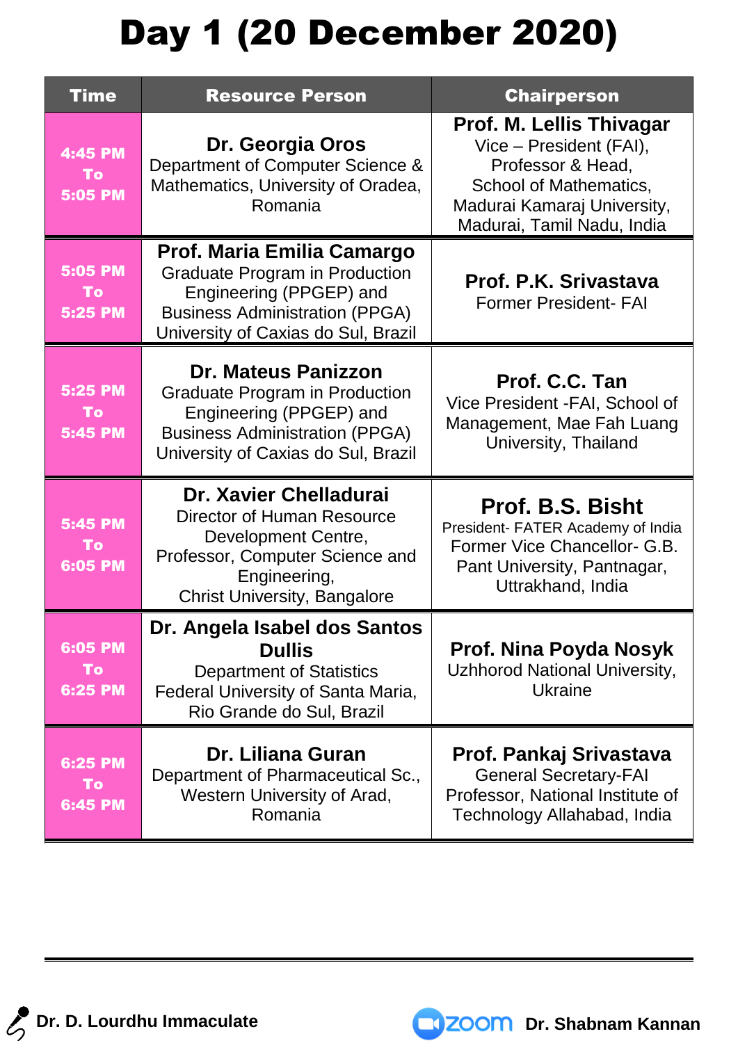# Day 1 (20 December 2020)

| Time | Resource Person | Chairperson |
|---|---|---|
| 4:45 PM To 5:05 PM | **Dr. Georgia Oros**<br>Department of Computer Science & Mathematics, University of Oradea, Romania | **Prof. M. Lellis Thivagar**<br>Vice – President (FAI), Professor & Head, School of Mathematics, Madurai Kamaraj University, Madurai, Tamil Nadu, India |
| 5:05 PM To 5:25 PM | **Prof. Maria Emilia Camargo**<br>Graduate Program in Production Engineering (PPGEP) and Business Administration (PPGA) University of Caxias do Sul, Brazil | **Prof. P.K. Srivastava**<br>Former President- FAI |
| 5:25 PM To 5:45 PM | **Dr. Mateus Panizzon**<br>Graduate Program in Production Engineering (PPGEP) and Business Administration (PPGA) University of Caxias do Sul, Brazil | **Prof. C.C. Tan**<br>Vice President -FAI, School of Management, Mae Fah Luang University, Thailand |
| 5:45 PM To 6:05 PM | **Dr. Xavier Chelladurai**<br>Director of Human Resource Development Centre, Professor, Computer Science and Engineering, Christ University, Bangalore | **Prof. B.S. Bisht**<br>President- FATER Academy of India Former Vice Chancellor- G.B. Pant University, Pantnagar, Uttrakhand, India |
| 6:05 PM To 6:25 PM | **Dr. Angela Isabel dos Santos Dullis**<br>Department of Statistics Federal University of Santa Maria, Rio Grande do Sul, Brazil | **Prof. Nina Poyda Nosyk**<br>Uzhhorod National University, Ukraine |
| 6:25 PM To 6:45 PM | **Dr. Liliana Guran**<br>Department of Pharmaceutical Sc., Western University of Arad, Romania | **Prof. Pankaj Srivastava**<br>General Secretary-FAI Professor, National Institute of Technology Allahabad, India |

**Dr. D. Lourdhu Immaculate**

zoom **Dr. Shabnam Kannan**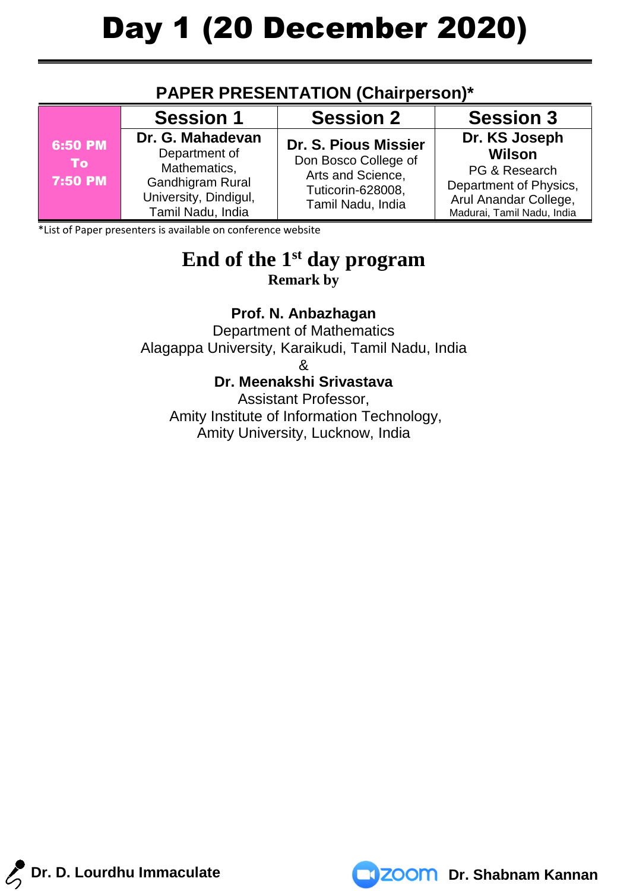# Day 1 (20 December 2020)

## PAPER PRESENTATION (Chairperson)*

| | Session 1 | Session 2 | Session 3 |
|---|---|---|---|
| **6:50 PM To 7:50 PM** | **Dr. G. Mahadevan** Department of Mathematics, Gandhigram Rural University, Dindigul, Tamil Nadu, India | **Dr. S. Pious Missier** Don Bosco College of Arts and Science, Tuticorin-628008, Tamil Nadu, India | **Dr. KS Joseph Wilson** PG & Research Department of Physics, Arul Anandar College, Madurai, Tamil Nadu, India |

*List of Paper presenters is available on conference website

## End of the 1st day program

**Remark by**

**Prof. N. Anbazhagan**
Department of Mathematics
Alagappa University, Karaikudi, Tamil Nadu, India
&
**Dr. Meenakshi Srivastava**
Assistant Professor,
Amity Institute of Information Technology,
Amity University, Lucknow, India

**Dr. D. Lourdhu Immaculate**

zoom **Dr. Shabnam Kannan**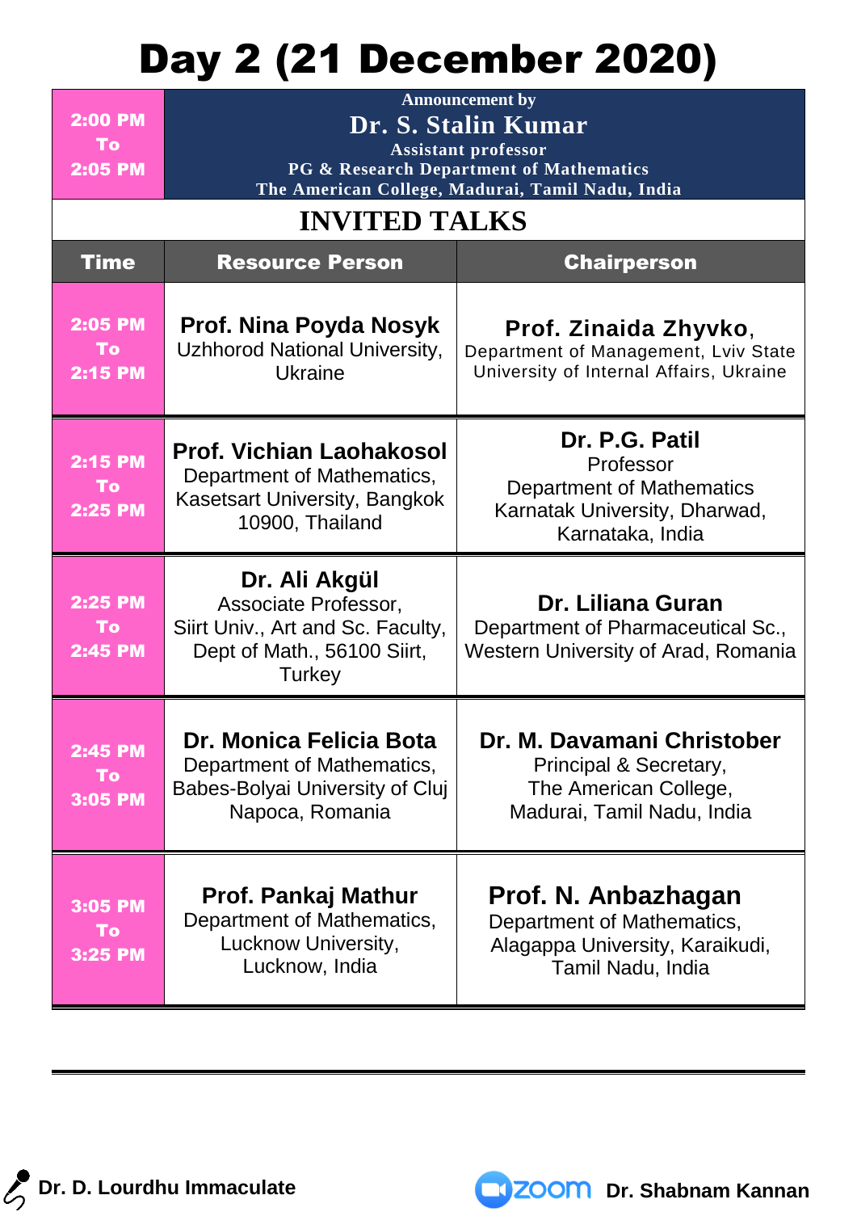# Day 2 (21 December 2020)

| 2:00 PM To 2:05 PM | Announcement by **Dr. S. Stalin Kumar** Assistant professor PG & Research Department of Mathematics The American College, Madurai, Tamil Nadu, India | |
|---|---|---|

## INVITED TALKS

| Time | Resource Person | Chairperson |
|---|---|---|
| 2:05 PM To 2:15 PM | **Prof. Nina Poyda Nosyk** Uzhhorod National University, Ukraine | **Prof. Zinaida Zhyvko**, Department of Management, Lviv State University of Internal Affairs, Ukraine |
| 2:15 PM To 2:25 PM | **Prof. Vichian Laohakosol** Department of Mathematics, Kasetsart University, Bangkok 10900, Thailand | **Dr. P.G. Patil** Professor Department of Mathematics Karnatak University, Dharwad, Karnataka, India |
| 2:25 PM To 2:45 PM | **Dr. Ali Akgül** Associate Professor, Siirt Univ., Art and Sc. Faculty, Dept of Math., 56100 Siirt, Turkey | **Dr. Liliana Guran** Department of Pharmaceutical Sc., Western University of Arad, Romania |
| 2:45 PM To 3:05 PM | **Dr. Monica Felicia Bota** Department of Mathematics, Babes-Bolyai University of Cluj Napoca, Romania | **Dr. M. Davamani Christober** Principal & Secretary, The American College, Madurai, Tamil Nadu, India |
| 3:05 PM To 3:25 PM | **Prof. Pankaj Mathur** Department of Mathematics, Lucknow University, Lucknow, India | **Prof. N. Anbazhagan** Department of Mathematics, Alagappa University, Karaikudi, Tamil Nadu, India |

**Dr. D. Lourdhu Immaculate**

zoom **Dr. Shabnam Kannan**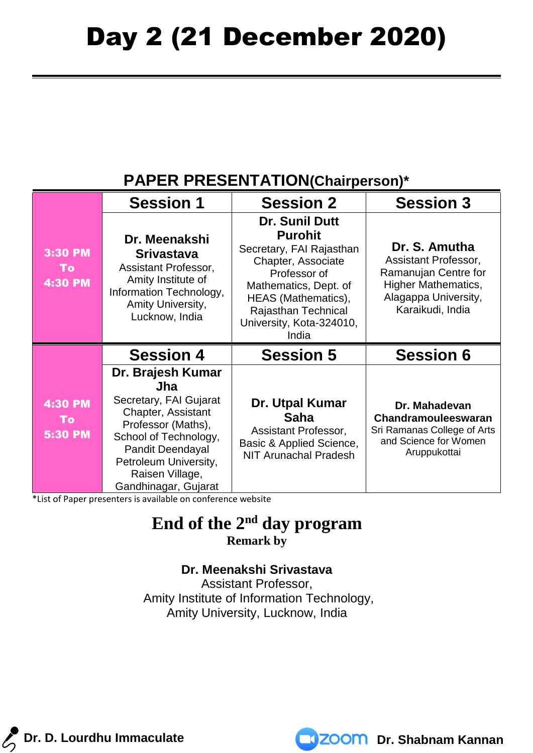# Day 2 (21 December 2020)

## PAPER PRESENTATION(Chairperson)*

| | Session 1 | Session 2 | Session 3 |
|---|---|---|---|
| **3:30 PM To 4:30 PM** | **Dr. Meenakshi Srivastava** Assistant Professor, Amity Institute of Information Technology, Amity University, Lucknow, India | **Dr. Sunil Dutt Purohit** Secretary, FAI Rajasthan Chapter, Associate Professor of Mathematics, Dept. of HEAS (Mathematics), Rajasthan Technical University, Kota-324010, India | **Dr. S. Amutha** Assistant Professor, Ramanujan Centre for Higher Mathematics, Alagappa University, Karaikudi, India |
| | **Session 4** | **Session 5** | **Session 6** |
| **4:30 PM To 5:30 PM** | **Dr. Brajesh Kumar Jha** Secretary, FAI Gujarat Chapter, Assistant Professor (Maths), School of Technology, Pandit Deendayal Petroleum University, Raisen Village, Gandhinagar, Gujarat | **Dr. Utpal Kumar Saha** Assistant Professor, Basic & Applied Science, NIT Arunachal Pradesh | **Dr. Mahadevan Chandramouleeswaran** Sri Ramanas College of Arts and Science for Women Aruppukottai |

*List of Paper presenters is available on conference website

## End of the 2nd day program

**Remark by**

**Dr. Meenakshi Srivastava**
Assistant Professor,
Amity Institute of Information Technology,
Amity University, Lucknow, India

**Dr. D. Lourdhu Immaculate**  zoom **Dr. Shabnam Kannan**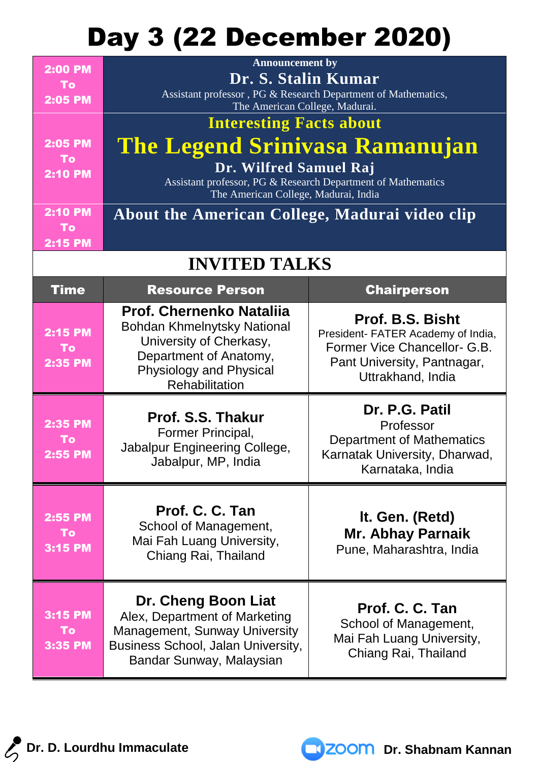# Day 3 (22 December 2020)

| | |
|---|---|
| 2:00 PM To 2:05 PM | Announcement by **Dr. S. Stalin Kumar** Assistant professor , PG & Research Department of Mathematics, The American College, Madurai. |
| 2:05 PM To 2:10 PM | **Interesting Facts about** **The Legend Srinivasa Ramanujan** **Dr. Wilfred Samuel Raj** Assistant professor, PG & Research Department of Mathematics The American College, Madurai, India |
| 2:10 PM To 2:15 PM | **About the American College, Madurai video clip** |

## INVITED TALKS

| Time | Resource Person | Chairperson |
|---|---|---|
| 2:15 PM To 2:35 PM | **Prof. Chernenko Nataliia** Bohdan Khmelnytsky National University of Cherkasy, Department of Anatomy, Physiology and Physical Rehabilitation | **Prof. B.S. Bisht** President- FATER Academy of India, Former Vice Chancellor- G.B. Pant University, Pantnagar, Uttrakhand, India |
| 2:35 PM To 2:55 PM | **Prof. S.S. Thakur** Former Principal, Jabalpur Engineering College, Jabalpur, MP, India | **Dr. P.G. Patil** Professor Department of Mathematics Karnatak University, Dharwad, Karnataka, India |
| 2:55 PM To 3:15 PM | **Prof. C. C. Tan** School of Management, Mai Fah Luang University, Chiang Rai, Thailand | **lt. Gen. (Retd) Mr. Abhay Parnaik** Pune, Maharashtra, India |
| 3:15 PM To 3:35 PM | **Dr. Cheng Boon Liat** Alex, Department of Marketing Management, Sunway University Business School, Jalan University, Bandar Sunway, Malaysian | **Prof. C. C. Tan** School of Management, Mai Fah Luang University, Chiang Rai, Thailand |

**Dr. D. Lourdhu Immaculate**

zoom **Dr. Shabnam Kannan**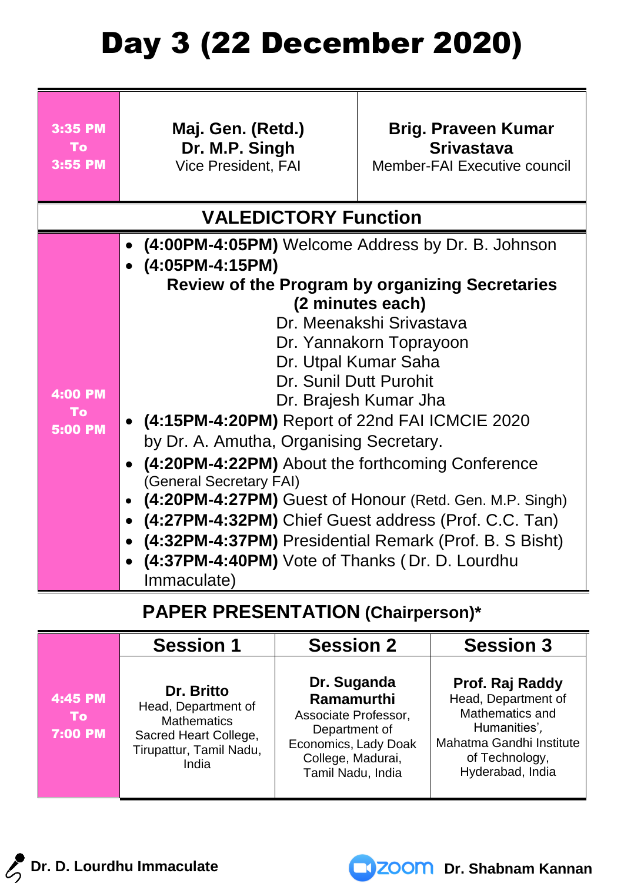# Day 3 (22 December 2020)

| | | |
|---|---|---|
| **3:35 PM To 3:55 PM** | **Maj. Gen. (Retd.) Dr. M.P. Singh** Vice President, FAI | **Brig. Praveen Kumar Srivastava** Member-FAI Executive council |

## VALEDICTORY Function

**4:00 PM To 5:00 PM**

- **(4:00PM-4:05PM)** Welcome Address by Dr. B. Johnson
- **(4:05PM-4:15PM)**
  **Review of the Program by organizing Secretaries (2 minutes each)**
  Dr. Meenakshi Srivastava
  Dr. Yannakorn Toprayoon
  Dr. Utpal Kumar Saha
  Dr. Sunil Dutt Purohit
  Dr. Brajesh Kumar Jha
- **(4:15PM-4:20PM)** Report of 22nd FAI ICMCIE 2020 by Dr. A. Amutha, Organising Secretary.
- **(4:20PM-4:22PM)** About the forthcoming Conference (General Secretary FAI)
- **(4:20PM-4:27PM)** Guest of Honour (Retd. Gen. M.P. Singh)
- **(4:27PM-4:32PM)** Chief Guest address (Prof. C.C. Tan)
- **(4:32PM-4:37PM)** Presidential Remark (Prof. B. S Bisht)
- **(4:37PM-4:40PM)** Vote of Thanks ( Dr. D. Lourdhu Immaculate)

## PAPER PRESENTATION (Chairperson)*

| | Session 1 | Session 2 | Session 3 |
|---|---|---|---|
| **4:45 PM To 7:00 PM** | **Dr. Britto** Head, Department of Mathematics Sacred Heart College, Tirupattur, Tamil Nadu, India | **Dr. Suganda Ramamurthi** Associate Professor, Department of Economics, Lady Doak College, Madurai, Tamil Nadu, India | **Prof. Raj Raddy** Head, Department of Mathematics and Humanities', Mahatma Gandhi Institute of Technology, Hyderabad, India |

**Dr. D. Lourdhu Immaculate**

zoom **Dr. Shabnam Kannan**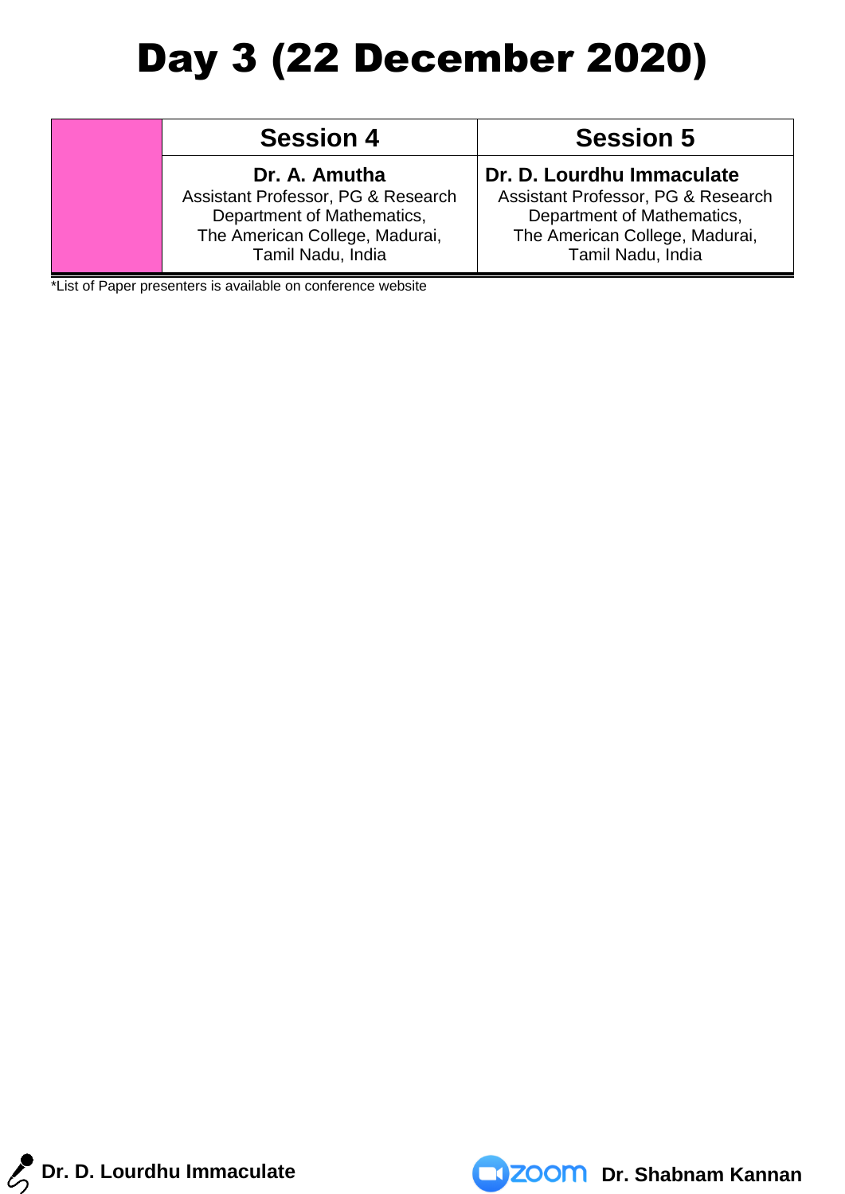# Day 3 (22 December 2020)

| | Session 4 | Session 5 |
|---|---|---|
| | **Dr. A. Amutha** Assistant Professor, PG & Research Department of Mathematics, The American College, Madurai, Tamil Nadu, India | **Dr. D. Lourdhu Immaculate** Assistant Professor, PG & Research Department of Mathematics, The American College, Madurai, Tamil Nadu, India |

*List of Paper presenters is available on conference website

**Dr. D. Lourdhu Immaculate**

zoom **Dr. Shabnam Kannan**